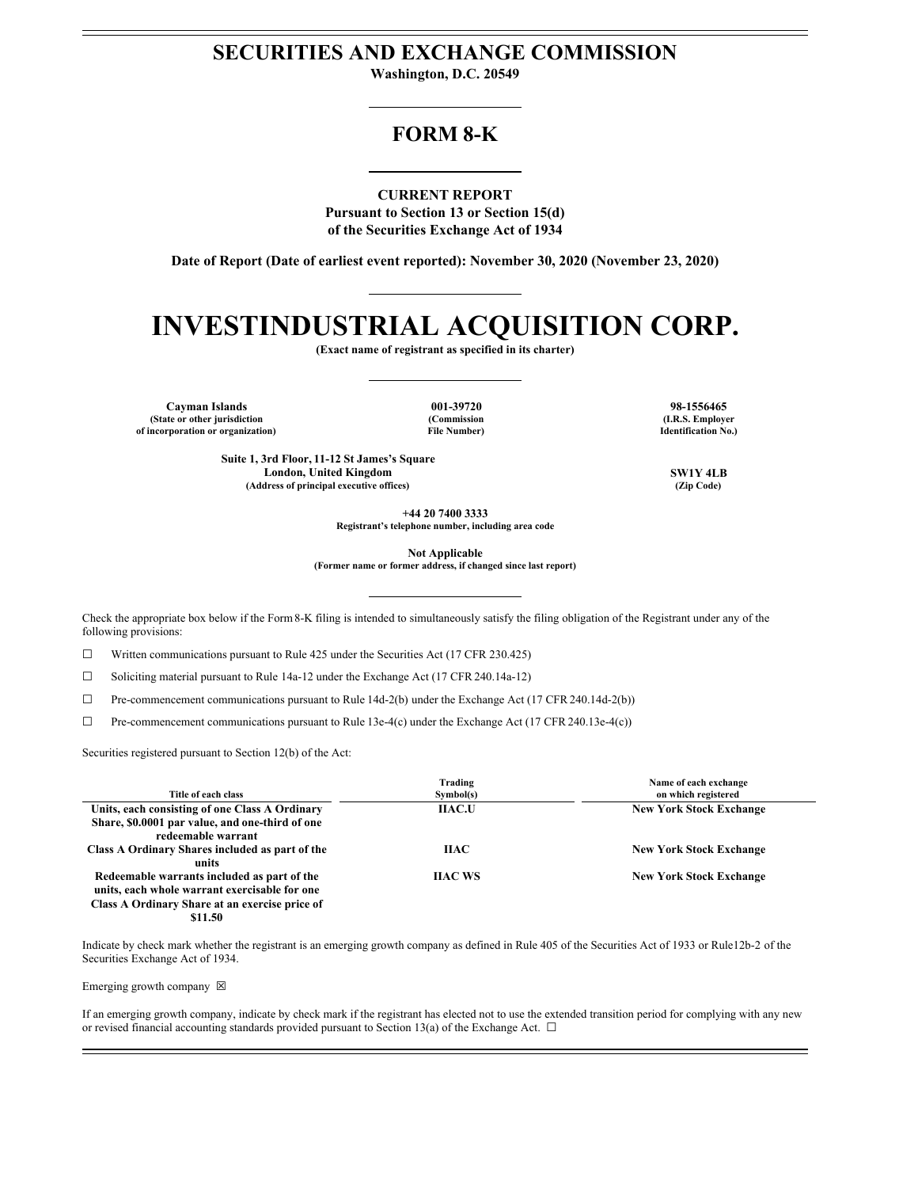# SECURITIES AND EXCHANGE COMMISSION

**Washington, D.C. 20549**

## FORM 8-K

**CURRENT REPORT**
**Pursuant to Section 13 or Section 15(d)**
**of the Securities Exchange Act of 1934**

**Date of Report (Date of earliest event reported): November 30, 2020 (November 23, 2020)**

# INVESTINDUSTRIAL ACQUISITION CORP.

**(Exact name of registrant as specified in its charter)**

| **Cayman Islands** | **001-39720** | **98-1556465** |
|---|---|---|
| **(State or other jurisdiction of incorporation or organization)** | **(Commission File Number)** | **(I.R.S. Employer Identification No.)** |

| | |
|---|---|
| **Suite 1, 3rd Floor, 11-12 St James's Square London, United Kingdom** | **SW1Y 4LB** |
| **(Address of principal executive offices)** | **(Zip Code)** |

**+44 20 7400 3333**
**Registrant's telephone number, including area code**

**Not Applicable**
**(Former name or former address, if changed since last report)**

Check the appropriate box below if the Form 8-K filing is intended to simultaneously satisfy the filing obligation of the Registrant under any of the following provisions:

☐ Written communications pursuant to Rule 425 under the Securities Act (17 CFR 230.425)

☐ Soliciting material pursuant to Rule 14a-12 under the Exchange Act (17 CFR 240.14a-12)

☐ Pre-commencement communications pursuant to Rule 14d-2(b) under the Exchange Act (17 CFR 240.14d-2(b))

☐ Pre-commencement communications pursuant to Rule 13e-4(c) under the Exchange Act (17 CFR 240.13e-4(c))

Securities registered pursuant to Section 12(b) of the Act:

| Title of each class | Trading Symbol(s) | Name of each exchange on which registered |
|---|---|---|
| **Units, each consisting of one Class A Ordinary Share, $0.0001 par value, and one-third of one redeemable warrant** | **IIAC.U** | **New York Stock Exchange** |
| **Class A Ordinary Shares included as part of the units** | **IIAC** | **New York Stock Exchange** |
| **Redeemable warrants included as part of the units, each whole warrant exercisable for one Class A Ordinary Share at an exercise price of $11.50** | **IIAC WS** | **New York Stock Exchange** |

Indicate by check mark whether the registrant is an emerging growth company as defined in Rule 405 of the Securities Act of 1933 or Rule12b-2 of the Securities Exchange Act of 1934.

Emerging growth company ☒

If an emerging growth company, indicate by check mark if the registrant has elected not to use the extended transition period for complying with any new or revised financial accounting standards provided pursuant to Section 13(a) of the Exchange Act. ☐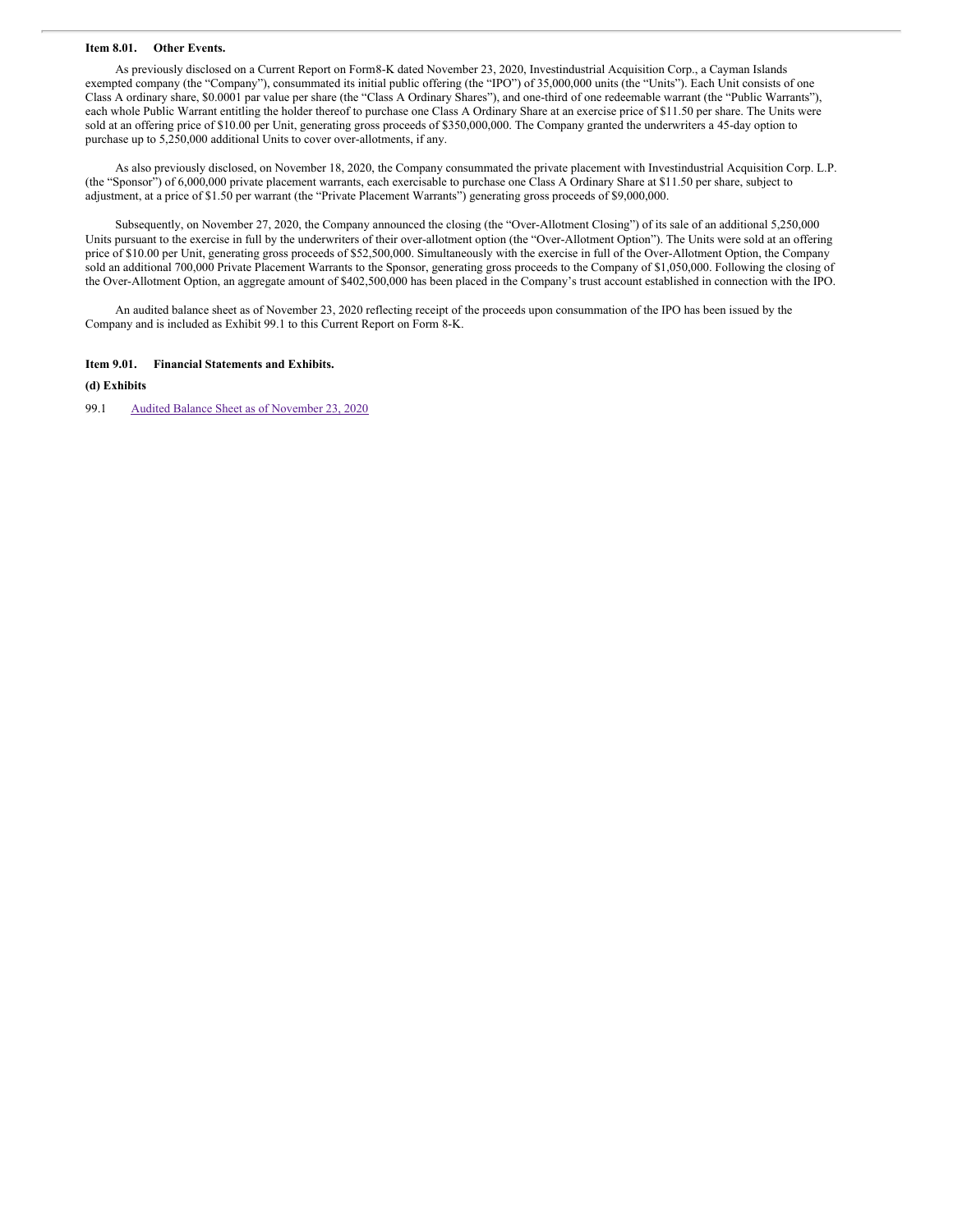**Item 8.01. Other Events.**

As previously disclosed on a Current Report on Form8-K dated November 23, 2020, Investindustrial Acquisition Corp., a Cayman Islands exempted company (the "Company"), consummated its initial public offering (the "IPO") of 35,000,000 units (the "Units"). Each Unit consists of one Class A ordinary share, $0.0001 par value per share (the "Class A Ordinary Shares"), and one-third of one redeemable warrant (the "Public Warrants"), each whole Public Warrant entitling the holder thereof to purchase one Class A Ordinary Share at an exercise price of $11.50 per share. The Units were sold at an offering price of $10.00 per Unit, generating gross proceeds of $350,000,000. The Company granted the underwriters a 45-day option to purchase up to 5,250,000 additional Units to cover over-allotments, if any.

As also previously disclosed, on November 18, 2020, the Company consummated the private placement with Investindustrial Acquisition Corp. L.P. (the "Sponsor") of 6,000,000 private placement warrants, each exercisable to purchase one Class A Ordinary Share at $11.50 per share, subject to adjustment, at a price of $1.50 per warrant (the "Private Placement Warrants") generating gross proceeds of $9,000,000.

Subsequently, on November 27, 2020, the Company announced the closing (the "Over-Allotment Closing") of its sale of an additional 5,250,000 Units pursuant to the exercise in full by the underwriters of their over-allotment option (the "Over-Allotment Option"). The Units were sold at an offering price of $10.00 per Unit, generating gross proceeds of $52,500,000. Simultaneously with the exercise in full of the Over-Allotment Option, the Company sold an additional 700,000 Private Placement Warrants to the Sponsor, generating gross proceeds to the Company of $1,050,000. Following the closing of the Over-Allotment Option, an aggregate amount of $402,500,000 has been placed in the Company's trust account established in connection with the IPO.

An audited balance sheet as of November 23, 2020 reflecting receipt of the proceeds upon consummation of the IPO has been issued by the Company and is included as Exhibit 99.1 to this Current Report on Form 8-K.

**Item 9.01. Financial Statements and Exhibits.**

**(d) Exhibits**

99.1 Audited Balance Sheet as of November 23, 2020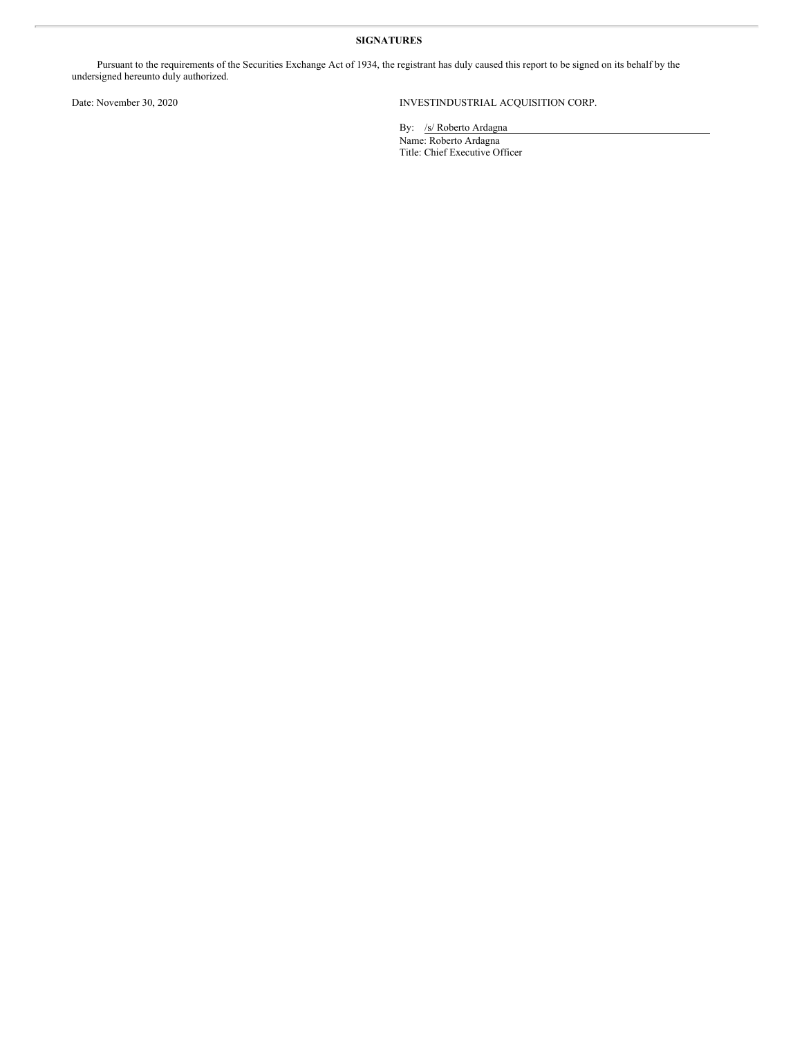**SIGNATURES**

Pursuant to the requirements of the Securities Exchange Act of 1934, the registrant has duly caused this report to be signed on its behalf by the undersigned hereunto duly authorized.

Date: November 30, 2020

INVESTINDUSTRIAL ACQUISITION CORP.

By: /s/ Roberto Ardagna
Name: Roberto Ardagna
Title: Chief Executive Officer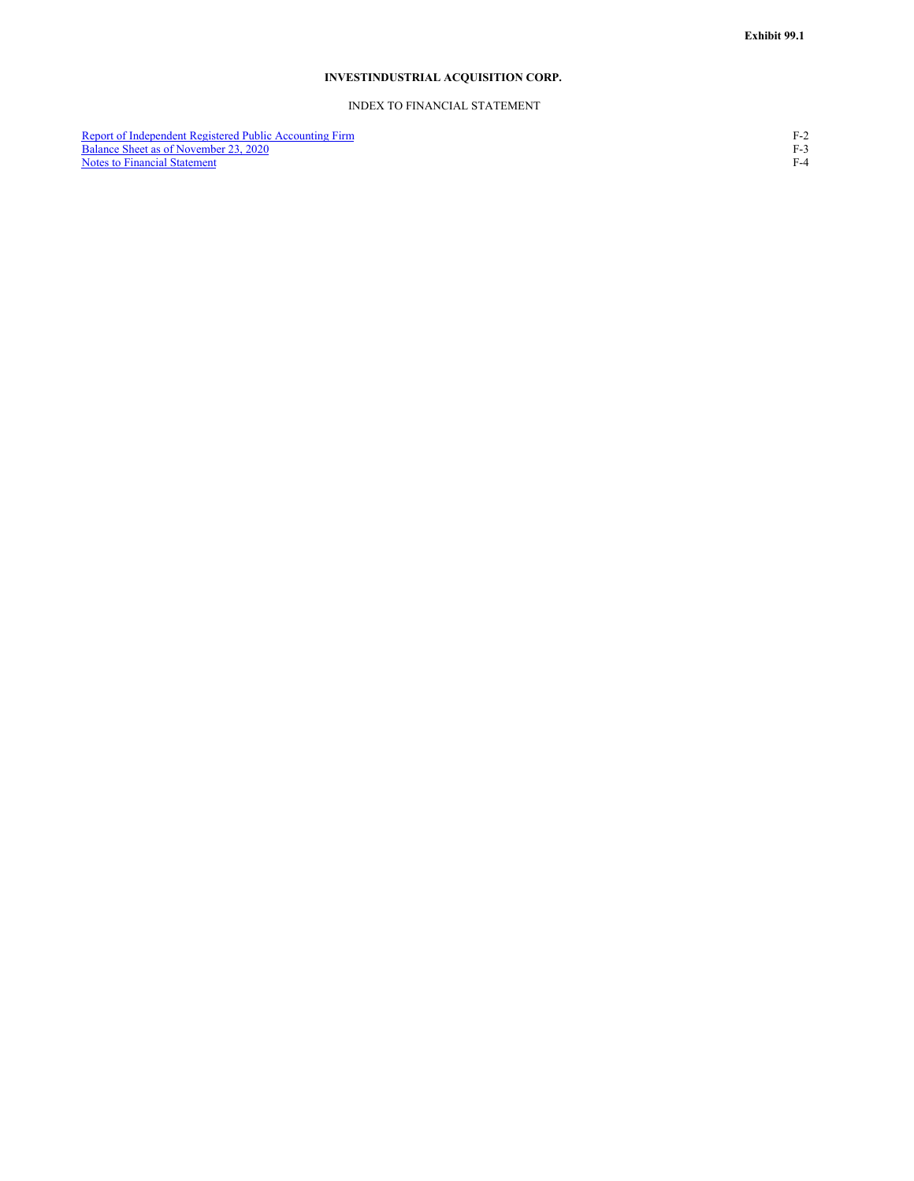**Exhibit 99.1**

# INVESTINDUSTRIAL ACQUISITION CORP.

## INDEX TO FINANCIAL STATEMENT

| | |
|---|---|
| Report of Independent Registered Public Accounting Firm | F-2 |
| Balance Sheet as of November 23, 2020 | F-3 |
| Notes to Financial Statement | F-4 |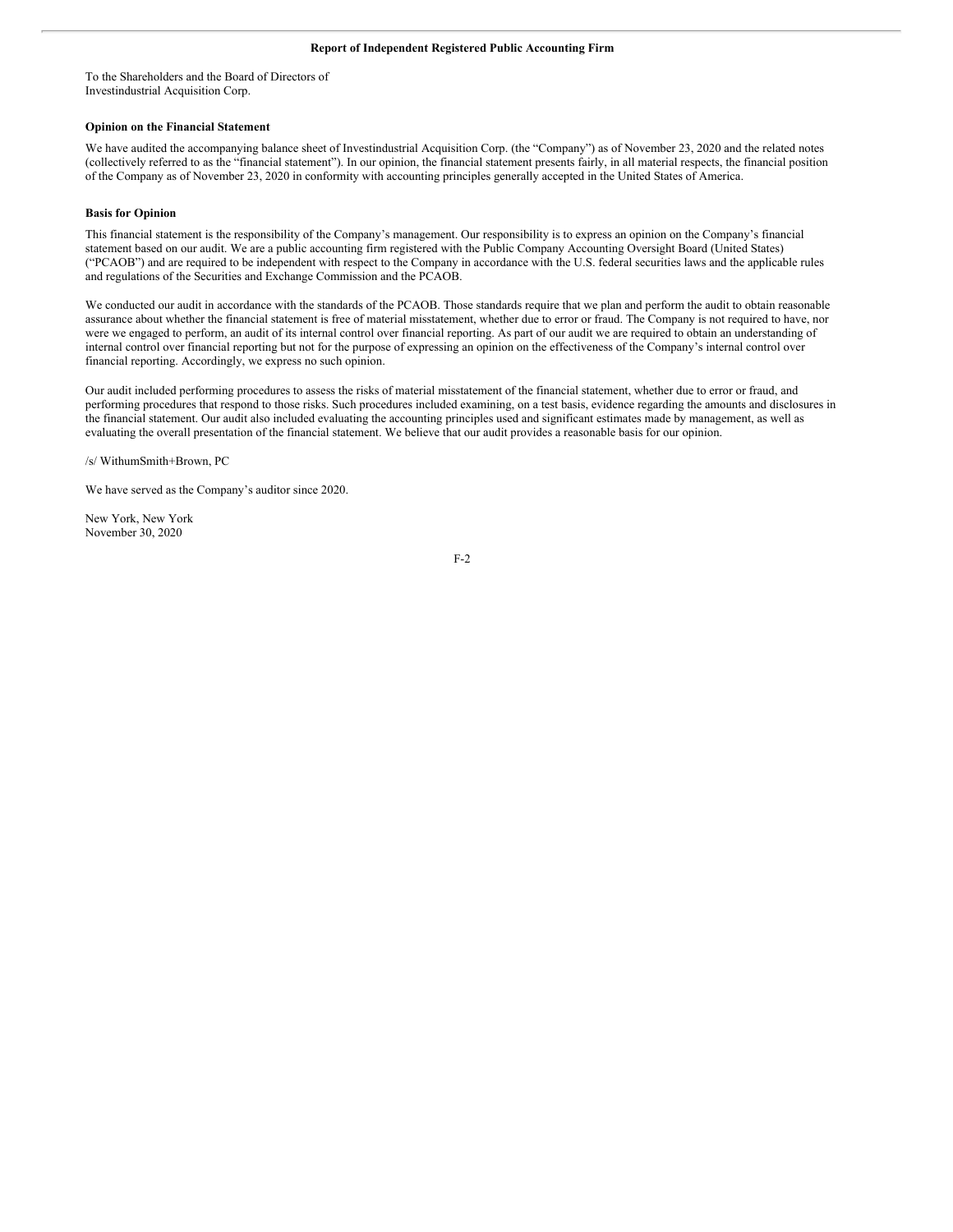# Report of Independent Registered Public Accounting Firm

To the Shareholders and the Board of Directors of
Investindustrial Acquisition Corp.

**Opinion on the Financial Statement**

We have audited the accompanying balance sheet of Investindustrial Acquisition Corp. (the "Company") as of November 23, 2020 and the related notes (collectively referred to as the "financial statement"). In our opinion, the financial statement presents fairly, in all material respects, the financial position of the Company as of November 23, 2020 in conformity with accounting principles generally accepted in the United States of America.

**Basis for Opinion**

This financial statement is the responsibility of the Company's management. Our responsibility is to express an opinion on the Company's financial statement based on our audit. We are a public accounting firm registered with the Public Company Accounting Oversight Board (United States) ("PCAOB") and are required to be independent with respect to the Company in accordance with the U.S. federal securities laws and the applicable rules and regulations of the Securities and Exchange Commission and the PCAOB.

We conducted our audit in accordance with the standards of the PCAOB. Those standards require that we plan and perform the audit to obtain reasonable assurance about whether the financial statement is free of material misstatement, whether due to error or fraud. The Company is not required to have, nor were we engaged to perform, an audit of its internal control over financial reporting. As part of our audit we are required to obtain an understanding of internal control over financial reporting but not for the purpose of expressing an opinion on the effectiveness of the Company's internal control over financial reporting. Accordingly, we express no such opinion.

Our audit included performing procedures to assess the risks of material misstatement of the financial statement, whether due to error or fraud, and performing procedures that respond to those risks. Such procedures included examining, on a test basis, evidence regarding the amounts and disclosures in the financial statement. Our audit also included evaluating the accounting principles used and significant estimates made by management, as well as evaluating the overall presentation of the financial statement. We believe that our audit provides a reasonable basis for our opinion.

/s/ WithumSmith+Brown, PC

We have served as the Company's auditor since 2020.

New York, New York
November 30, 2020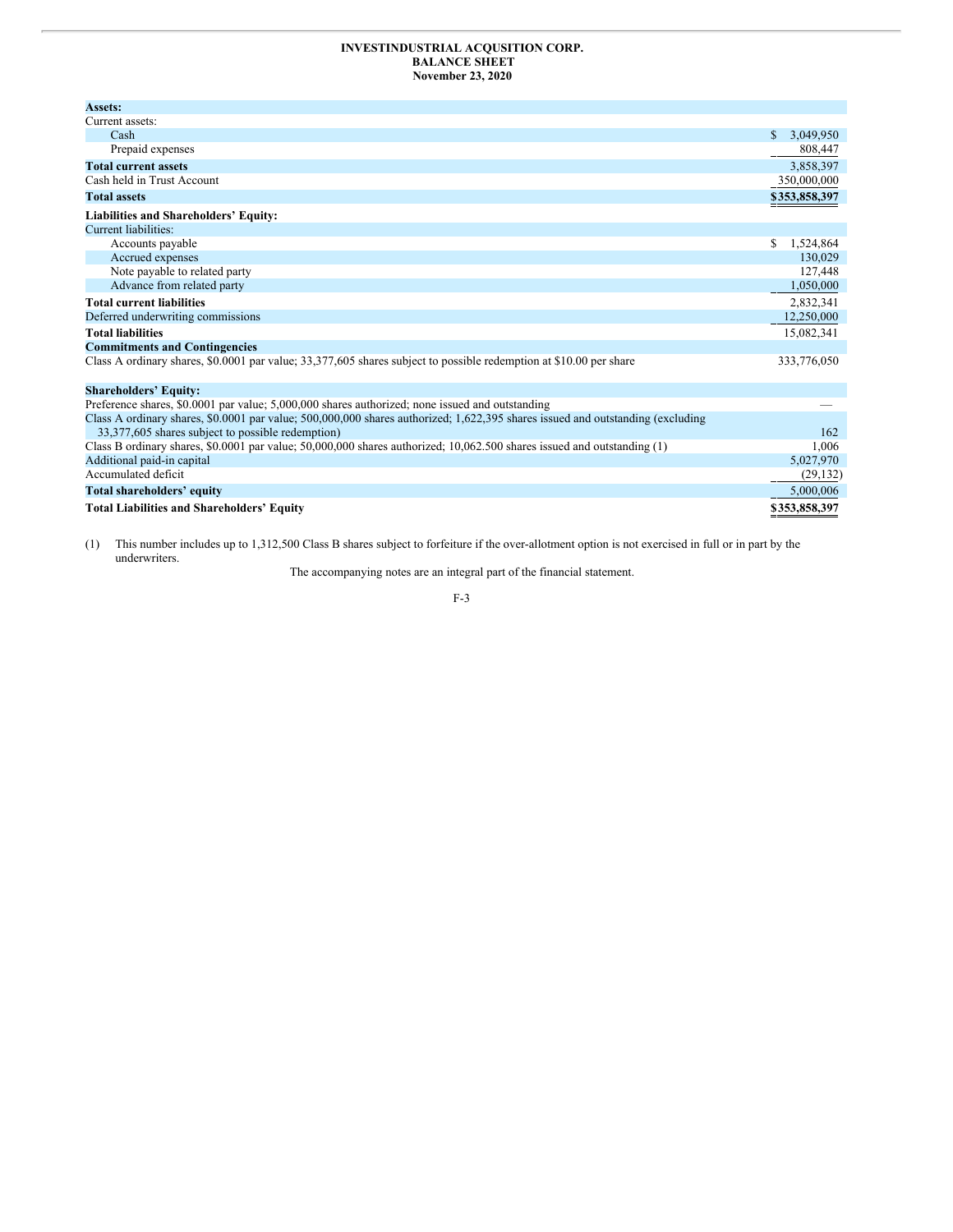**INVESTINDUSTRIAL ACQUSITION CORP.**
**BALANCE SHEET**
**November 23, 2020**

| | |
|---|---|
| **Assets:** | |
| Current assets: | |
| Cash | $ 3,049,950 |
| Prepaid expenses | 808,447 |
| **Total current assets** | 3,858,397 |
| Cash held in Trust Account | 350,000,000 |
| **Total assets** | $353,858,397 |
| **Liabilities and Shareholders' Equity:** | |
| Current liabilities: | |
| Accounts payable | $ 1,524,864 |
| Accrued expenses | 130,029 |
| Note payable to related party | 127,448 |
| Advance from related party | 1,050,000 |
| **Total current liabilities** | 2,832,341 |
| Deferred underwriting commissions | 12,250,000 |
| **Total liabilities** | 15,082,341 |
| **Commitments and Contingencies** | |
| Class A ordinary shares, $0.0001 par value; 33,377,605 shares subject to possible redemption at $10.00 per share | 333,776,050 |
| | |
| **Shareholders' Equity:** | |
| Preference shares, $0.0001 par value; 5,000,000 shares authorized; none issued and outstanding | — |
| Class A ordinary shares, $0.0001 par value; 500,000,000 shares authorized; 1,622,395 shares issued and outstanding (excluding 33,377,605 shares subject to possible redemption) | 162 |
| Class B ordinary shares, $0.0001 par value; 50,000,000 shares authorized; 10,062.500 shares issued and outstanding (1) | 1,006 |
| Additional paid-in capital | 5,027,970 |
| Accumulated deficit | (29,132) |
| **Total shareholders' equity** | 5,000,006 |
| **Total Liabilities and Shareholders' Equity** | $353,858,397 |

(1) This number includes up to 1,312,500 Class B shares subject to forfeiture if the over-allotment option is not exercised in full or in part by the underwriters.

The accompanying notes are an integral part of the financial statement.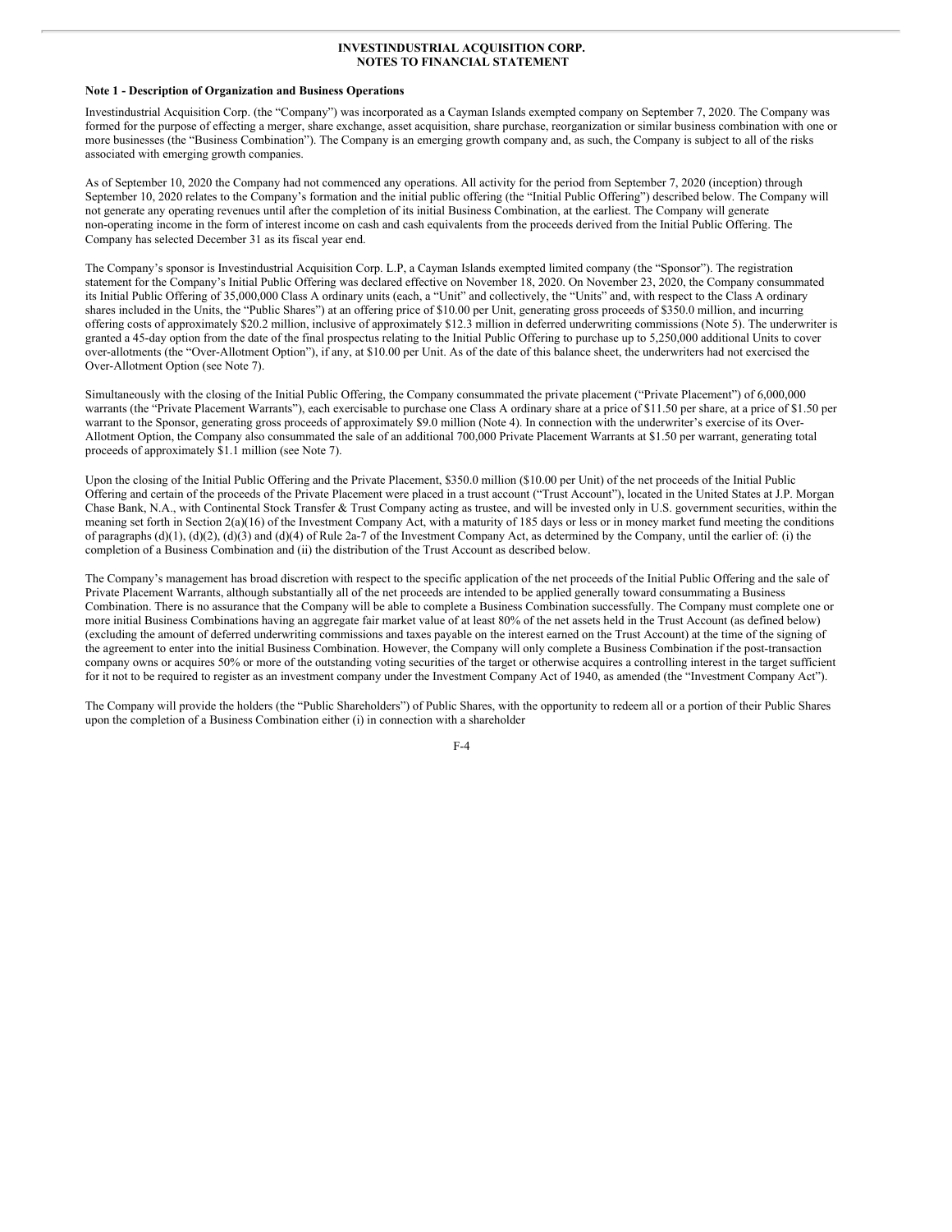**INVESTINDUSTRIAL ACQUISITION CORP.**
**NOTES TO FINANCIAL STATEMENT**

**Note 1 - Description of Organization and Business Operations**

Investindustrial Acquisition Corp. (the "Company") was incorporated as a Cayman Islands exempted company on September 7, 2020. The Company was formed for the purpose of effecting a merger, share exchange, asset acquisition, share purchase, reorganization or similar business combination with one or more businesses (the "Business Combination"). The Company is an emerging growth company and, as such, the Company is subject to all of the risks associated with emerging growth companies.

As of September 10, 2020 the Company had not commenced any operations. All activity for the period from September 7, 2020 (inception) through September 10, 2020 relates to the Company's formation and the initial public offering (the "Initial Public Offering") described below. The Company will not generate any operating revenues until after the completion of its initial Business Combination, at the earliest. The Company will generate non-operating income in the form of interest income on cash and cash equivalents from the proceeds derived from the Initial Public Offering. The Company has selected December 31 as its fiscal year end.

The Company's sponsor is Investindustrial Acquisition Corp. L.P, a Cayman Islands exempted limited company (the "Sponsor"). The registration statement for the Company's Initial Public Offering was declared effective on November 18, 2020. On November 23, 2020, the Company consummated its Initial Public Offering of 35,000,000 Class A ordinary units (each, a "Unit" and collectively, the "Units" and, with respect to the Class A ordinary shares included in the Units, the "Public Shares") at an offering price of $10.00 per Unit, generating gross proceeds of $350.0 million, and incurring offering costs of approximately $20.2 million, inclusive of approximately $12.3 million in deferred underwriting commissions (Note 5). The underwriter is granted a 45-day option from the date of the final prospectus relating to the Initial Public Offering to purchase up to 5,250,000 additional Units to cover over-allotments (the "Over-Allotment Option"), if any, at $10.00 per Unit. As of the date of this balance sheet, the underwriters had not exercised the Over-Allotment Option (see Note 7).

Simultaneously with the closing of the Initial Public Offering, the Company consummated the private placement ("Private Placement") of 6,000,000 warrants (the "Private Placement Warrants"), each exercisable to purchase one Class A ordinary share at a price of $11.50 per share, at a price of $1.50 per warrant to the Sponsor, generating gross proceeds of approximately $9.0 million (Note 4). In connection with the underwriter's exercise of its Over-Allotment Option, the Company also consummated the sale of an additional 700,000 Private Placement Warrants at $1.50 per warrant, generating total proceeds of approximately $1.1 million (see Note 7).

Upon the closing of the Initial Public Offering and the Private Placement, $350.0 million ($10.00 per Unit) of the net proceeds of the Initial Public Offering and certain of the proceeds of the Private Placement were placed in a trust account ("Trust Account"), located in the United States at J.P. Morgan Chase Bank, N.A., with Continental Stock Transfer & Trust Company acting as trustee, and will be invested only in U.S. government securities, within the meaning set forth in Section 2(a)(16) of the Investment Company Act, with a maturity of 185 days or less or in money market fund meeting the conditions of paragraphs (d)(1), (d)(2), (d)(3) and (d)(4) of Rule 2a-7 of the Investment Company Act, as determined by the Company, until the earlier of: (i) the completion of a Business Combination and (ii) the distribution of the Trust Account as described below.

The Company's management has broad discretion with respect to the specific application of the net proceeds of the Initial Public Offering and the sale of Private Placement Warrants, although substantially all of the net proceeds are intended to be applied generally toward consummating a Business Combination. There is no assurance that the Company will be able to complete a Business Combination successfully. The Company must complete one or more initial Business Combinations having an aggregate fair market value of at least 80% of the net assets held in the Trust Account (as defined below) (excluding the amount of deferred underwriting commissions and taxes payable on the interest earned on the Trust Account) at the time of the signing of the agreement to enter into the initial Business Combination. However, the Company will only complete a Business Combination if the post-transaction company owns or acquires 50% or more of the outstanding voting securities of the target or otherwise acquires a controlling interest in the target sufficient for it not to be required to register as an investment company under the Investment Company Act of 1940, as amended (the "Investment Company Act").

The Company will provide the holders (the "Public Shareholders") of Public Shares, with the opportunity to redeem all or a portion of their Public Shares upon the completion of a Business Combination either (i) in connection with a shareholder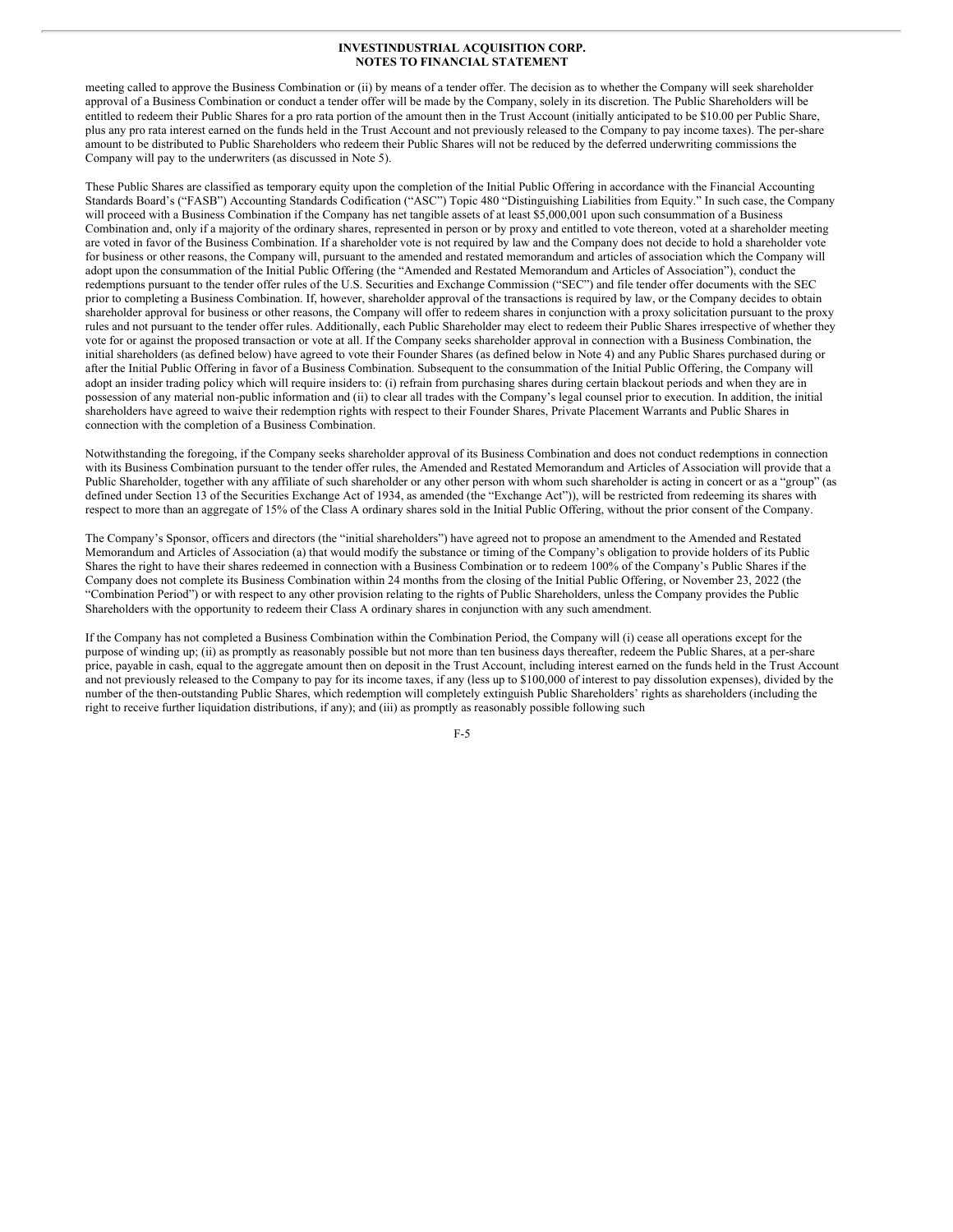meeting called to approve the Business Combination or (ii) by means of a tender offer. The decision as to whether the Company will seek shareholder approval of a Business Combination or conduct a tender offer will be made by the Company, solely in its discretion. The Public Shareholders will be entitled to redeem their Public Shares for a pro rata portion of the amount then in the Trust Account (initially anticipated to be $10.00 per Public Share, plus any pro rata interest earned on the funds held in the Trust Account and not previously released to the Company to pay income taxes). The per-share amount to be distributed to Public Shareholders who redeem their Public Shares will not be reduced by the deferred underwriting commissions the Company will pay to the underwriters (as discussed in Note 5).

These Public Shares are classified as temporary equity upon the completion of the Initial Public Offering in accordance with the Financial Accounting Standards Board's ("FASB") Accounting Standards Codification ("ASC") Topic 480 "Distinguishing Liabilities from Equity." In such case, the Company will proceed with a Business Combination if the Company has net tangible assets of at least $5,000,001 upon such consummation of a Business Combination and, only if a majority of the ordinary shares, represented in person or by proxy and entitled to vote thereon, voted at a shareholder meeting are voted in favor of the Business Combination. If a shareholder vote is not required by law and the Company does not decide to hold a shareholder vote for business or other reasons, the Company will, pursuant to the amended and restated memorandum and articles of association which the Company will adopt upon the consummation of the Initial Public Offering (the "Amended and Restated Memorandum and Articles of Association"), conduct the redemptions pursuant to the tender offer rules of the U.S. Securities and Exchange Commission ("SEC") and file tender offer documents with the SEC prior to completing a Business Combination. If, however, shareholder approval of the transactions is required by law, or the Company decides to obtain shareholder approval for business or other reasons, the Company will offer to redeem shares in conjunction with a proxy solicitation pursuant to the proxy rules and not pursuant to the tender offer rules. Additionally, each Public Shareholder may elect to redeem their Public Shares irrespective of whether they vote for or against the proposed transaction or vote at all. If the Company seeks shareholder approval in connection with a Business Combination, the initial shareholders (as defined below) have agreed to vote their Founder Shares (as defined below in Note 4) and any Public Shares purchased during or after the Initial Public Offering in favor of a Business Combination. Subsequent to the consummation of the Initial Public Offering, the Company will adopt an insider trading policy which will require insiders to: (i) refrain from purchasing shares during certain blackout periods and when they are in possession of any material non-public information and (ii) to clear all trades with the Company's legal counsel prior to execution. In addition, the initial shareholders have agreed to waive their redemption rights with respect to their Founder Shares, Private Placement Warrants and Public Shares in connection with the completion of a Business Combination.

Notwithstanding the foregoing, if the Company seeks shareholder approval of its Business Combination and does not conduct redemptions in connection with its Business Combination pursuant to the tender offer rules, the Amended and Restated Memorandum and Articles of Association will provide that a Public Shareholder, together with any affiliate of such shareholder or any other person with whom such shareholder is acting in concert or as a "group" (as defined under Section 13 of the Securities Exchange Act of 1934, as amended (the "Exchange Act")), will be restricted from redeeming its shares with respect to more than an aggregate of 15% of the Class A ordinary shares sold in the Initial Public Offering, without the prior consent of the Company.

The Company's Sponsor, officers and directors (the "initial shareholders") have agreed not to propose an amendment to the Amended and Restated Memorandum and Articles of Association (a) that would modify the substance or timing of the Company's obligation to provide holders of its Public Shares the right to have their shares redeemed in connection with a Business Combination or to redeem 100% of the Company's Public Shares if the Company does not complete its Business Combination within 24 months from the closing of the Initial Public Offering, or November 23, 2022 (the "Combination Period") or with respect to any other provision relating to the rights of Public Shareholders, unless the Company provides the Public Shareholders with the opportunity to redeem their Class A ordinary shares in conjunction with any such amendment.

If the Company has not completed a Business Combination within the Combination Period, the Company will (i) cease all operations except for the purpose of winding up; (ii) as promptly as reasonably possible but not more than ten business days thereafter, redeem the Public Shares, at a per-share price, payable in cash, equal to the aggregate amount then on deposit in the Trust Account, including interest earned on the funds held in the Trust Account and not previously released to the Company to pay for its income taxes, if any (less up to $100,000 of interest to pay dissolution expenses), divided by the number of the then-outstanding Public Shares, which redemption will completely extinguish Public Shareholders' rights as shareholders (including the right to receive further liquidation distributions, if any); and (iii) as promptly as reasonably possible following such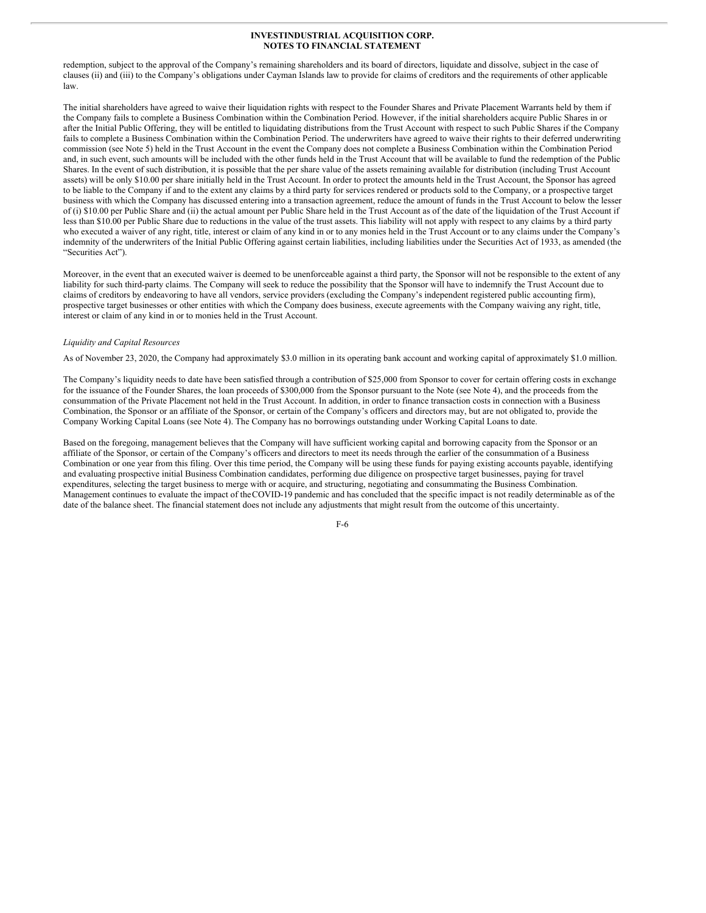redemption, subject to the approval of the Company's remaining shareholders and its board of directors, liquidate and dissolve, subject in the case of clauses (ii) and (iii) to the Company's obligations under Cayman Islands law to provide for claims of creditors and the requirements of other applicable law.

The initial shareholders have agreed to waive their liquidation rights with respect to the Founder Shares and Private Placement Warrants held by them if the Company fails to complete a Business Combination within the Combination Period. However, if the initial shareholders acquire Public Shares in or after the Initial Public Offering, they will be entitled to liquidating distributions from the Trust Account with respect to such Public Shares if the Company fails to complete a Business Combination within the Combination Period. The underwriters have agreed to waive their rights to their deferred underwriting commission (see Note 5) held in the Trust Account in the event the Company does not complete a Business Combination within the Combination Period and, in such event, such amounts will be included with the other funds held in the Trust Account that will be available to fund the redemption of the Public Shares. In the event of such distribution, it is possible that the per share value of the assets remaining available for distribution (including Trust Account assets) will be only $10.00 per share initially held in the Trust Account. In order to protect the amounts held in the Trust Account, the Sponsor has agreed to be liable to the Company if and to the extent any claims by a third party for services rendered or products sold to the Company, or a prospective target business with which the Company has discussed entering into a transaction agreement, reduce the amount of funds in the Trust Account to below the lesser of (i) $10.00 per Public Share and (ii) the actual amount per Public Share held in the Trust Account as of the date of the liquidation of the Trust Account if less than $10.00 per Public Share due to reductions in the value of the trust assets. This liability will not apply with respect to any claims by a third party who executed a waiver of any right, title, interest or claim of any kind in or to any monies held in the Trust Account or to any claims under the Company's indemnity of the underwriters of the Initial Public Offering against certain liabilities, including liabilities under the Securities Act of 1933, as amended (the "Securities Act").

Moreover, in the event that an executed waiver is deemed to be unenforceable against a third party, the Sponsor will not be responsible to the extent of any liability for such third-party claims. The Company will seek to reduce the possibility that the Sponsor will have to indemnify the Trust Account due to claims of creditors by endeavoring to have all vendors, service providers (excluding the Company's independent registered public accounting firm), prospective target businesses or other entities with which the Company does business, execute agreements with the Company waiving any right, title, interest or claim of any kind in or to monies held in the Trust Account.

*Liquidity and Capital Resources*

As of November 23, 2020, the Company had approximately $3.0 million in its operating bank account and working capital of approximately $1.0 million.

The Company's liquidity needs to date have been satisfied through a contribution of $25,000 from Sponsor to cover for certain offering costs in exchange for the issuance of the Founder Shares, the loan proceeds of $300,000 from the Sponsor pursuant to the Note (see Note 4), and the proceeds from the consummation of the Private Placement not held in the Trust Account. In addition, in order to finance transaction costs in connection with a Business Combination, the Sponsor or an affiliate of the Sponsor, or certain of the Company's officers and directors may, but are not obligated to, provide the Company Working Capital Loans (see Note 4). The Company has no borrowings outstanding under Working Capital Loans to date.

Based on the foregoing, management believes that the Company will have sufficient working capital and borrowing capacity from the Sponsor or an affiliate of the Sponsor, or certain of the Company's officers and directors to meet its needs through the earlier of the consummation of a Business Combination or one year from this filing. Over this time period, the Company will be using these funds for paying existing accounts payable, identifying and evaluating prospective initial Business Combination candidates, performing due diligence on prospective target businesses, paying for travel expenditures, selecting the target business to merge with or acquire, and structuring, negotiating and consummating the Business Combination. Management continues to evaluate the impact of the COVID-19 pandemic and has concluded that the specific impact is not readily determinable as of the date of the balance sheet. The financial statement does not include any adjustments that might result from the outcome of this uncertainty.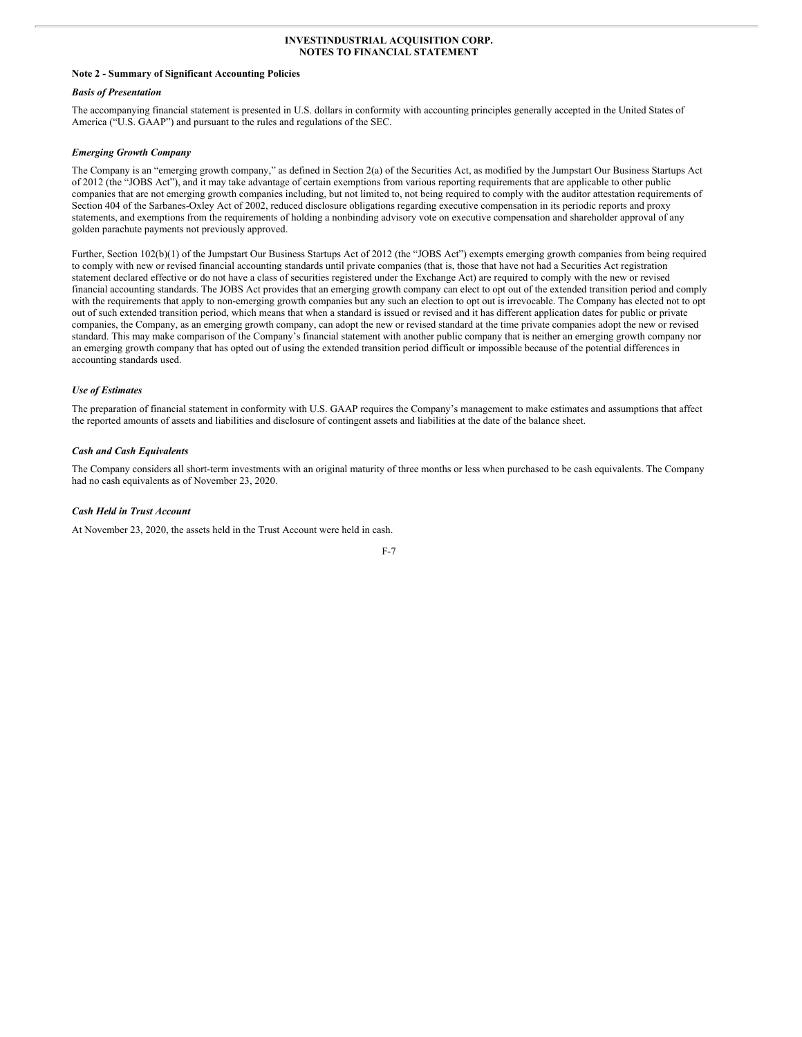**INVESTINDUSTRIAL ACQUISITION CORP.**
**NOTES TO FINANCIAL STATEMENT**

**Note 2 - Summary of Significant Accounting Policies**

***Basis of Presentation***

The accompanying financial statement is presented in U.S. dollars in conformity with accounting principles generally accepted in the United States of America ("U.S. GAAP") and pursuant to the rules and regulations of the SEC.

***Emerging Growth Company***

The Company is an "emerging growth company," as defined in Section 2(a) of the Securities Act, as modified by the Jumpstart Our Business Startups Act of 2012 (the "JOBS Act"), and it may take advantage of certain exemptions from various reporting requirements that are applicable to other public companies that are not emerging growth companies including, but not limited to, not being required to comply with the auditor attestation requirements of Section 404 of the Sarbanes-Oxley Act of 2002, reduced disclosure obligations regarding executive compensation in its periodic reports and proxy statements, and exemptions from the requirements of holding a nonbinding advisory vote on executive compensation and shareholder approval of any golden parachute payments not previously approved.

Further, Section 102(b)(1) of the Jumpstart Our Business Startups Act of 2012 (the "JOBS Act") exempts emerging growth companies from being required to comply with new or revised financial accounting standards until private companies (that is, those that have not had a Securities Act registration statement declared effective or do not have a class of securities registered under the Exchange Act) are required to comply with the new or revised financial accounting standards. The JOBS Act provides that an emerging growth company can elect to opt out of the extended transition period and comply with the requirements that apply to non-emerging growth companies but any such an election to opt out is irrevocable. The Company has elected not to opt out of such extended transition period, which means that when a standard is issued or revised and it has different application dates for public or private companies, the Company, as an emerging growth company, can adopt the new or revised standard at the time private companies adopt the new or revised standard. This may make comparison of the Company's financial statement with another public company that is neither an emerging growth company nor an emerging growth company that has opted out of using the extended transition period difficult or impossible because of the potential differences in accounting standards used.

***Use of Estimates***

The preparation of financial statement in conformity with U.S. GAAP requires the Company's management to make estimates and assumptions that affect the reported amounts of assets and liabilities and disclosure of contingent assets and liabilities at the date of the balance sheet.

***Cash and Cash Equivalents***

The Company considers all short-term investments with an original maturity of three months or less when purchased to be cash equivalents. The Company had no cash equivalents as of November 23, 2020.

***Cash Held in Trust Account***

At November 23, 2020, the assets held in the Trust Account were held in cash.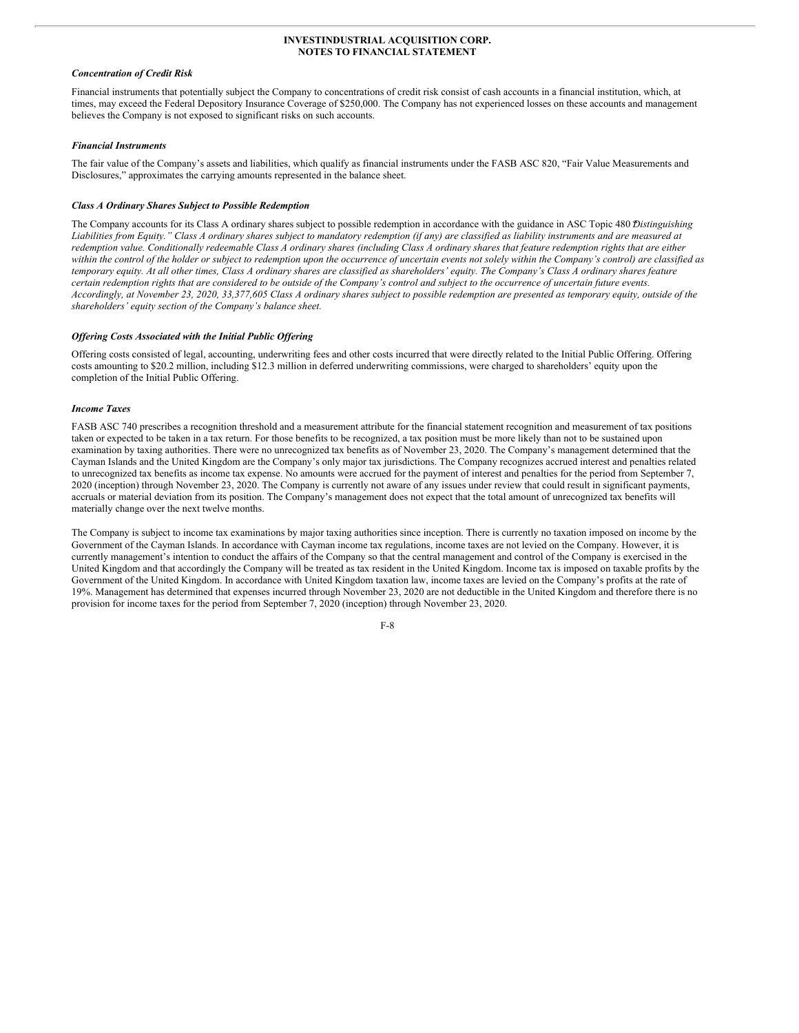### *Concentration of Credit Risk*

Financial instruments that potentially subject the Company to concentrations of credit risk consist of cash accounts in a financial institution, which, at times, may exceed the Federal Depository Insurance Coverage of $250,000. The Company has not experienced losses on these accounts and management believes the Company is not exposed to significant risks on such accounts.

### *Financial Instruments*

The fair value of the Company's assets and liabilities, which qualify as financial instruments under the FASB ASC 820, "Fair Value Measurements and Disclosures," approximates the carrying amounts represented in the balance sheet.

### *Class A Ordinary Shares Subject to Possible Redemption*

The Company accounts for its Class A ordinary shares subject to possible redemption in accordance with the guidance in ASC Topic 480 "*Distinguishing Liabilities from Equity." Class A ordinary shares subject to mandatory redemption (if any) are classified as liability instruments and are measured at redemption value. Conditionally redeemable Class A ordinary shares (including Class A ordinary shares that feature redemption rights that are either within the control of the holder or subject to redemption upon the occurrence of uncertain events not solely within the Company's control) are classified as temporary equity. At all other times, Class A ordinary shares are classified as shareholders' equity. The Company's Class A ordinary shares feature certain redemption rights that are considered to be outside of the Company's control and subject to the occurrence of uncertain future events. Accordingly, at November 23, 2020, 33,377,605 Class A ordinary shares subject to possible redemption are presented as temporary equity, outside of the shareholders' equity section of the Company's balance sheet.*

### *Offering Costs Associated with the Initial Public Offering*

Offering costs consisted of legal, accounting, underwriting fees and other costs incurred that were directly related to the Initial Public Offering. Offering costs amounting to $20.2 million, including $12.3 million in deferred underwriting commissions, were charged to shareholders' equity upon the completion of the Initial Public Offering.

### *Income Taxes*

FASB ASC 740 prescribes a recognition threshold and a measurement attribute for the financial statement recognition and measurement of tax positions taken or expected to be taken in a tax return. For those benefits to be recognized, a tax position must be more likely than not to be sustained upon examination by taxing authorities. There were no unrecognized tax benefits as of November 23, 2020. The Company's management determined that the Cayman Islands and the United Kingdom are the Company's only major tax jurisdictions. The Company recognizes accrued interest and penalties related to unrecognized tax benefits as income tax expense. No amounts were accrued for the payment of interest and penalties for the period from September 7, 2020 (inception) through November 23, 2020. The Company is currently not aware of any issues under review that could result in significant payments, accruals or material deviation from its position. The Company's management does not expect that the total amount of unrecognized tax benefits will materially change over the next twelve months.

The Company is subject to income tax examinations by major taxing authorities since inception. There is currently no taxation imposed on income by the Government of the Cayman Islands. In accordance with Cayman income tax regulations, income taxes are not levied on the Company. However, it is currently management's intention to conduct the affairs of the Company so that the central management and control of the Company is exercised in the United Kingdom and that accordingly the Company will be treated as tax resident in the United Kingdom. Income tax is imposed on taxable profits by the Government of the United Kingdom. In accordance with United Kingdom taxation law, income taxes are levied on the Company's profits at the rate of 19%. Management has determined that expenses incurred through November 23, 2020 are not deductible in the United Kingdom and therefore there is no provision for income taxes for the period from September 7, 2020 (inception) through November 23, 2020.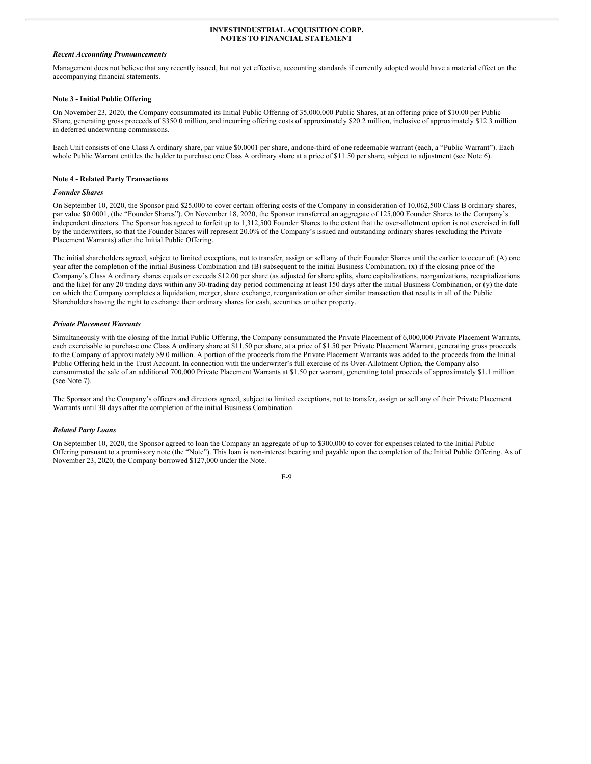### *Recent Accounting Pronouncements*

Management does not believe that any recently issued, but not yet effective, accounting standards if currently adopted would have a material effect on the accompanying financial statements.

### Note 3 - Initial Public Offering

On November 23, 2020, the Company consummated its Initial Public Offering of 35,000,000 Public Shares, at an offering price of $10.00 per Public Share, generating gross proceeds of $350.0 million, and incurring offering costs of approximately $20.2 million, inclusive of approximately $12.3 million in deferred underwriting commissions.

Each Unit consists of one Class A ordinary share, par value $0.0001 per share, and one-third of one redeemable warrant (each, a "Public Warrant"). Each whole Public Warrant entitles the holder to purchase one Class A ordinary share at a price of $11.50 per share, subject to adjustment (see Note 6).

### Note 4 - Related Party Transactions

#### *Founder Shares*

On September 10, 2020, the Sponsor paid $25,000 to cover certain offering costs of the Company in consideration of 10,062,500 Class B ordinary shares, par value $0.0001, (the "Founder Shares"). On November 18, 2020, the Sponsor transferred an aggregate of 125,000 Founder Shares to the Company's independent directors. The Sponsor has agreed to forfeit up to 1,312,500 Founder Shares to the extent that the over-allotment option is not exercised in full by the underwriters, so that the Founder Shares will represent 20.0% of the Company's issued and outstanding ordinary shares (excluding the Private Placement Warrants) after the Initial Public Offering.

The initial shareholders agreed, subject to limited exceptions, not to transfer, assign or sell any of their Founder Shares until the earlier to occur of: (A) one year after the completion of the initial Business Combination and (B) subsequent to the initial Business Combination, (x) if the closing price of the Company's Class A ordinary shares equals or exceeds $12.00 per share (as adjusted for share splits, share capitalizations, reorganizations, recapitalizations and the like) for any 20 trading days within any 30-trading day period commencing at least 150 days after the initial Business Combination, or (y) the date on which the Company completes a liquidation, merger, share exchange, reorganization or other similar transaction that results in all of the Public Shareholders having the right to exchange their ordinary shares for cash, securities or other property.

#### *Private Placement Warrants*

Simultaneously with the closing of the Initial Public Offering, the Company consummated the Private Placement of 6,000,000 Private Placement Warrants, each exercisable to purchase one Class A ordinary share at $11.50 per share, at a price of $1.50 per Private Placement Warrant, generating gross proceeds to the Company of approximately $9.0 million. A portion of the proceeds from the Private Placement Warrants was added to the proceeds from the Initial Public Offering held in the Trust Account. In connection with the underwriter's full exercise of its Over-Allotment Option, the Company also consummated the sale of an additional 700,000 Private Placement Warrants at $1.50 per warrant, generating total proceeds of approximately $1.1 million (see Note 7).

The Sponsor and the Company's officers and directors agreed, subject to limited exceptions, not to transfer, assign or sell any of their Private Placement Warrants until 30 days after the completion of the initial Business Combination.

#### *Related Party Loans*

On September 10, 2020, the Sponsor agreed to loan the Company an aggregate of up to $300,000 to cover for expenses related to the Initial Public Offering pursuant to a promissory note (the "Note"). This loan is non-interest bearing and payable upon the completion of the Initial Public Offering. As of November 23, 2020, the Company borrowed $127,000 under the Note.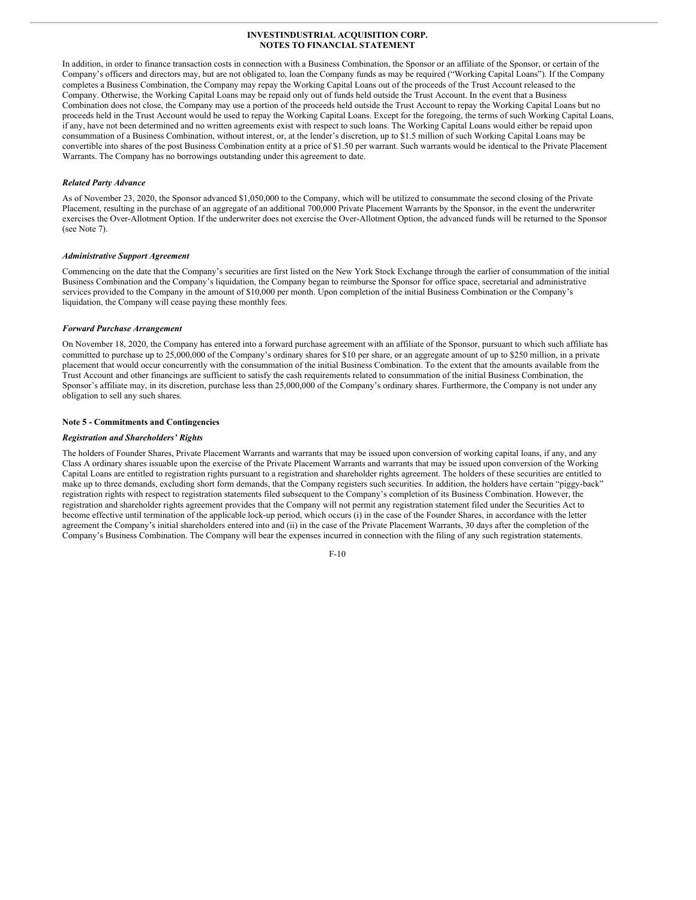In addition, in order to finance transaction costs in connection with a Business Combination, the Sponsor or an affiliate of the Sponsor, or certain of the Company's officers and directors may, but are not obligated to, loan the Company funds as may be required ("Working Capital Loans"). If the Company completes a Business Combination, the Company may repay the Working Capital Loans out of the proceeds of the Trust Account released to the Company. Otherwise, the Working Capital Loans may be repaid only out of funds held outside the Trust Account. In the event that a Business Combination does not close, the Company may use a portion of the proceeds held outside the Trust Account to repay the Working Capital Loans but no proceeds held in the Trust Account would be used to repay the Working Capital Loans. Except for the foregoing, the terms of such Working Capital Loans, if any, have not been determined and no written agreements exist with respect to such loans. The Working Capital Loans would either be repaid upon consummation of a Business Combination, without interest, or, at the lender's discretion, up to $1.5 million of such Working Capital Loans may be convertible into shares of the post Business Combination entity at a price of $1.50 per warrant. Such warrants would be identical to the Private Placement Warrants. The Company has no borrowings outstanding under this agreement to date.

***Related Party Advance***

As of November 23, 2020, the Sponsor advanced $1,050,000 to the Company, which will be utilized to consummate the second closing of the Private Placement, resulting in the purchase of an aggregate of an additional 700,000 Private Placement Warrants by the Sponsor, in the event the underwriter exercises the Over-Allotment Option. If the underwriter does not exercise the Over-Allotment Option, the advanced funds will be returned to the Sponsor (see Note 7).

***Administrative Support Agreement***

Commencing on the date that the Company's securities are first listed on the New York Stock Exchange through the earlier of consummation of the initial Business Combination and the Company's liquidation, the Company began to reimburse the Sponsor for office space, secretarial and administrative services provided to the Company in the amount of $10,000 per month. Upon completion of the initial Business Combination or the Company's liquidation, the Company will cease paying these monthly fees.

***Forward Purchase Arrangement***

On November 18, 2020, the Company has entered into a forward purchase agreement with an affiliate of the Sponsor, pursuant to which such affiliate has committed to purchase up to 25,000,000 of the Company's ordinary shares for $10 per share, or an aggregate amount of up to $250 million, in a private placement that would occur concurrently with the consummation of the initial Business Combination. To the extent that the amounts available from the Trust Account and other financings are sufficient to satisfy the cash requirements related to consummation of the initial Business Combination, the Sponsor's affiliate may, in its discretion, purchase less than 25,000,000 of the Company's ordinary shares. Furthermore, the Company is not under any obligation to sell any such shares.

**Note 5 - Commitments and Contingencies**

***Registration and Shareholders' Rights***

The holders of Founder Shares, Private Placement Warrants and warrants that may be issued upon conversion of working capital loans, if any, and any Class A ordinary shares issuable upon the exercise of the Private Placement Warrants and warrants that may be issued upon conversion of the Working Capital Loans are entitled to registration rights pursuant to a registration and shareholder rights agreement. The holders of these securities are entitled to make up to three demands, excluding short form demands, that the Company registers such securities. In addition, the holders have certain "piggy-back" registration rights with respect to registration statements filed subsequent to the Company's completion of its Business Combination. However, the registration and shareholder rights agreement provides that the Company will not permit any registration statement filed under the Securities Act to become effective until termination of the applicable lock-up period, which occurs (i) in the case of the Founder Shares, in accordance with the letter agreement the Company's initial shareholders entered into and (ii) in the case of the Private Placement Warrants, 30 days after the completion of the Company's Business Combination. The Company will bear the expenses incurred in connection with the filing of any such registration statements.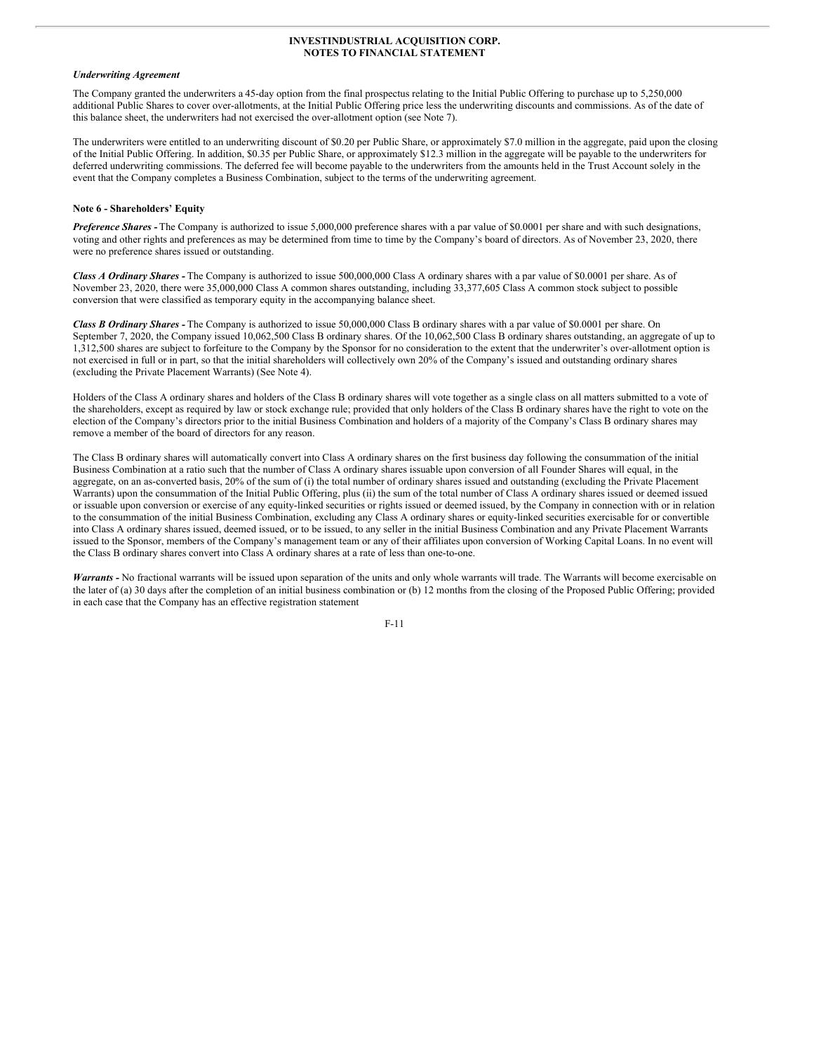### *Underwriting Agreement*

The Company granted the underwriters a 45-day option from the final prospectus relating to the Initial Public Offering to purchase up to 5,250,000 additional Public Shares to cover over-allotments, at the Initial Public Offering price less the underwriting discounts and commissions. As of the date of this balance sheet, the underwriters had not exercised the over-allotment option (see Note 7).

The underwriters were entitled to an underwriting discount of $0.20 per Public Share, or approximately $7.0 million in the aggregate, paid upon the closing of the Initial Public Offering. In addition, $0.35 per Public Share, or approximately $12.3 million in the aggregate will be payable to the underwriters for deferred underwriting commissions. The deferred fee will become payable to the underwriters from the amounts held in the Trust Account solely in the event that the Company completes a Business Combination, subject to the terms of the underwriting agreement.

## Note 6 - Shareholders' Equity

***Preference Shares -*** The Company is authorized to issue 5,000,000 preference shares with a par value of $0.0001 per share and with such designations, voting and other rights and preferences as may be determined from time to time by the Company's board of directors. As of November 23, 2020, there were no preference shares issued or outstanding.

***Class A Ordinary Shares -*** The Company is authorized to issue 500,000,000 Class A ordinary shares with a par value of $0.0001 per share. As of November 23, 2020, there were 35,000,000 Class A common shares outstanding, including 33,377,605 Class A common stock subject to possible conversion that were classified as temporary equity in the accompanying balance sheet.

***Class B Ordinary Shares -*** The Company is authorized to issue 50,000,000 Class B ordinary shares with a par value of $0.0001 per share. On September 7, 2020, the Company issued 10,062,500 Class B ordinary shares. Of the 10,062,500 Class B ordinary shares outstanding, an aggregate of up to 1,312,500 shares are subject to forfeiture to the Company by the Sponsor for no consideration to the extent that the underwriter's over-allotment option is not exercised in full or in part, so that the initial shareholders will collectively own 20% of the Company's issued and outstanding ordinary shares (excluding the Private Placement Warrants) (See Note 4).

Holders of the Class A ordinary shares and holders of the Class B ordinary shares will vote together as a single class on all matters submitted to a vote of the shareholders, except as required by law or stock exchange rule; provided that only holders of the Class B ordinary shares have the right to vote on the election of the Company's directors prior to the initial Business Combination and holders of a majority of the Company's Class B ordinary shares may remove a member of the board of directors for any reason.

The Class B ordinary shares will automatically convert into Class A ordinary shares on the first business day following the consummation of the initial Business Combination at a ratio such that the number of Class A ordinary shares issuable upon conversion of all Founder Shares will equal, in the aggregate, on an as-converted basis, 20% of the sum of (i) the total number of ordinary shares issued and outstanding (excluding the Private Placement Warrants) upon the consummation of the Initial Public Offering, plus (ii) the sum of the total number of Class A ordinary shares issued or deemed issued or issuable upon conversion or exercise of any equity-linked securities or rights issued or deemed issued, by the Company in connection with or in relation to the consummation of the initial Business Combination, excluding any Class A ordinary shares or equity-linked securities exercisable for or convertible into Class A ordinary shares issued, deemed issued, or to be issued, to any seller in the initial Business Combination and any Private Placement Warrants issued to the Sponsor, members of the Company's management team or any of their affiliates upon conversion of Working Capital Loans. In no event will the Class B ordinary shares convert into Class A ordinary shares at a rate of less than one-to-one.

***Warrants -*** No fractional warrants will be issued upon separation of the units and only whole warrants will trade. The Warrants will become exercisable on the later of (a) 30 days after the completion of an initial business combination or (b) 12 months from the closing of the Proposed Public Offering; provided in each case that the Company has an effective registration statement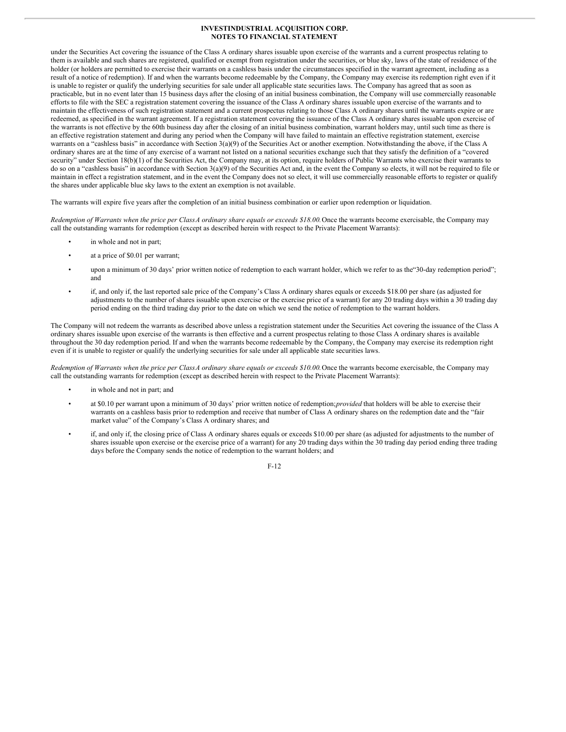under the Securities Act covering the issuance of the Class A ordinary shares issuable upon exercise of the warrants and a current prospectus relating to them is available and such shares are registered, qualified or exempt from registration under the securities, or blue sky, laws of the state of residence of the holder (or holders are permitted to exercise their warrants on a cashless basis under the circumstances specified in the warrant agreement, including as a result of a notice of redemption). If and when the warrants become redeemable by the Company, the Company may exercise its redemption right even if it is unable to register or qualify the underlying securities for sale under all applicable state securities laws. The Company has agreed that as soon as practicable, but in no event later than 15 business days after the closing of an initial business combination, the Company will use commercially reasonable efforts to file with the SEC a registration statement covering the issuance of the Class A ordinary shares issuable upon exercise of the warrants and to maintain the effectiveness of such registration statement and a current prospectus relating to those Class A ordinary shares until the warrants expire or are redeemed, as specified in the warrant agreement. If a registration statement covering the issuance of the Class A ordinary shares issuable upon exercise of the warrants is not effective by the 60th business day after the closing of an initial business combination, warrant holders may, until such time as there is an effective registration statement and during any period when the Company will have failed to maintain an effective registration statement, exercise warrants on a "cashless basis" in accordance with Section 3(a)(9) of the Securities Act or another exemption. Notwithstanding the above, if the Class A ordinary shares are at the time of any exercise of a warrant not listed on a national securities exchange such that they satisfy the definition of a "covered security" under Section 18(b)(1) of the Securities Act, the Company may, at its option, require holders of Public Warrants who exercise their warrants to do so on a "cashless basis" in accordance with Section 3(a)(9) of the Securities Act and, in the event the Company so elects, it will not be required to file or maintain in effect a registration statement, and in the event the Company does not so elect, it will use commercially reasonable efforts to register or qualify the shares under applicable blue sky laws to the extent an exemption is not available.

The warrants will expire five years after the completion of an initial business combination or earlier upon redemption or liquidation.

*Redemption of Warrants when the price per Class A ordinary share equals or exceeds $18.00.* Once the warrants become exercisable, the Company may call the outstanding warrants for redemption (except as described herein with respect to the Private Placement Warrants):

- in whole and not in part;
- at a price of $0.01 per warrant;
- upon a minimum of 30 days' prior written notice of redemption to each warrant holder, which we refer to as the "30-day redemption period"; and
- if, and only if, the last reported sale price of the Company's Class A ordinary shares equals or exceeds $18.00 per share (as adjusted for adjustments to the number of shares issuable upon exercise or the exercise price of a warrant) for any 20 trading days within a 30 trading day period ending on the third trading day prior to the date on which we send the notice of redemption to the warrant holders.

The Company will not redeem the warrants as described above unless a registration statement under the Securities Act covering the issuance of the Class A ordinary shares issuable upon exercise of the warrants is then effective and a current prospectus relating to those Class A ordinary shares is available throughout the 30 day redemption period. If and when the warrants become redeemable by the Company, the Company may exercise its redemption right even if it is unable to register or qualify the underlying securities for sale under all applicable state securities laws.

*Redemption of Warrants when the price per Class A ordinary share equals or exceeds $10.00.* Once the warrants become exercisable, the Company may call the outstanding warrants for redemption (except as described herein with respect to the Private Placement Warrants):

- in whole and not in part; and
- at $0.10 per warrant upon a minimum of 30 days' prior written notice of redemption; *provided* that holders will be able to exercise their warrants on a cashless basis prior to redemption and receive that number of Class A ordinary shares on the redemption date and the "fair market value" of the Company's Class A ordinary shares; and
- if, and only if, the closing price of Class A ordinary shares equals or exceeds $10.00 per share (as adjusted for adjustments to the number of shares issuable upon exercise or the exercise price of a warrant) for any 20 trading days within the 30 trading day period ending three trading days before the Company sends the notice of redemption to the warrant holders; and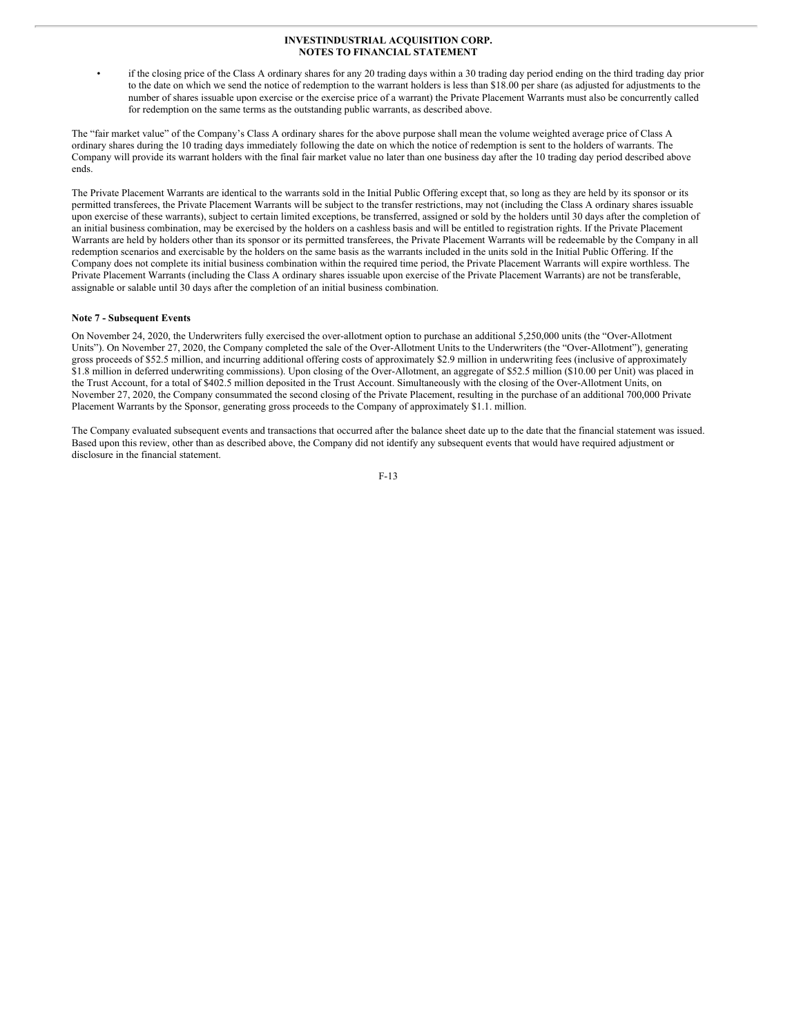- if the closing price of the Class A ordinary shares for any 20 trading days within a 30 trading day period ending on the third trading day prior to the date on which we send the notice of redemption to the warrant holders is less than $18.00 per share (as adjusted for adjustments to the number of shares issuable upon exercise or the exercise price of a warrant) the Private Placement Warrants must also be concurrently called for redemption on the same terms as the outstanding public warrants, as described above.

The "fair market value" of the Company's Class A ordinary shares for the above purpose shall mean the volume weighted average price of Class A ordinary shares during the 10 trading days immediately following the date on which the notice of redemption is sent to the holders of warrants. The Company will provide its warrant holders with the final fair market value no later than one business day after the 10 trading day period described above ends.

The Private Placement Warrants are identical to the warrants sold in the Initial Public Offering except that, so long as they are held by its sponsor or its permitted transferees, the Private Placement Warrants will be subject to the transfer restrictions, may not (including the Class A ordinary shares issuable upon exercise of these warrants), subject to certain limited exceptions, be transferred, assigned or sold by the holders until 30 days after the completion of an initial business combination, may be exercised by the holders on a cashless basis and will be entitled to registration rights. If the Private Placement Warrants are held by holders other than its sponsor or its permitted transferees, the Private Placement Warrants will be redeemable by the Company in all redemption scenarios and exercisable by the holders on the same basis as the warrants included in the units sold in the Initial Public Offering. If the Company does not complete its initial business combination within the required time period, the Private Placement Warrants will expire worthless. The Private Placement Warrants (including the Class A ordinary shares issuable upon exercise of the Private Placement Warrants) are not be transferable, assignable or salable until 30 days after the completion of an initial business combination.

**Note 7 - Subsequent Events**

On November 24, 2020, the Underwriters fully exercised the over-allotment option to purchase an additional 5,250,000 units (the "Over-Allotment Units"). On November 27, 2020, the Company completed the sale of the Over-Allotment Units to the Underwriters (the "Over-Allotment"), generating gross proceeds of $52.5 million, and incurring additional offering costs of approximately $2.9 million in underwriting fees (inclusive of approximately $1.8 million in deferred underwriting commissions). Upon closing of the Over-Allotment, an aggregate of $52.5 million ($10.00 per Unit) was placed in the Trust Account, for a total of $402.5 million deposited in the Trust Account. Simultaneously with the closing of the Over-Allotment Units, on November 27, 2020, the Company consummated the second closing of the Private Placement, resulting in the purchase of an additional 700,000 Private Placement Warrants by the Sponsor, generating gross proceeds to the Company of approximately $1.1. million.

The Company evaluated subsequent events and transactions that occurred after the balance sheet date up to the date that the financial statement was issued. Based upon this review, other than as described above, the Company did not identify any subsequent events that would have required adjustment or disclosure in the financial statement.